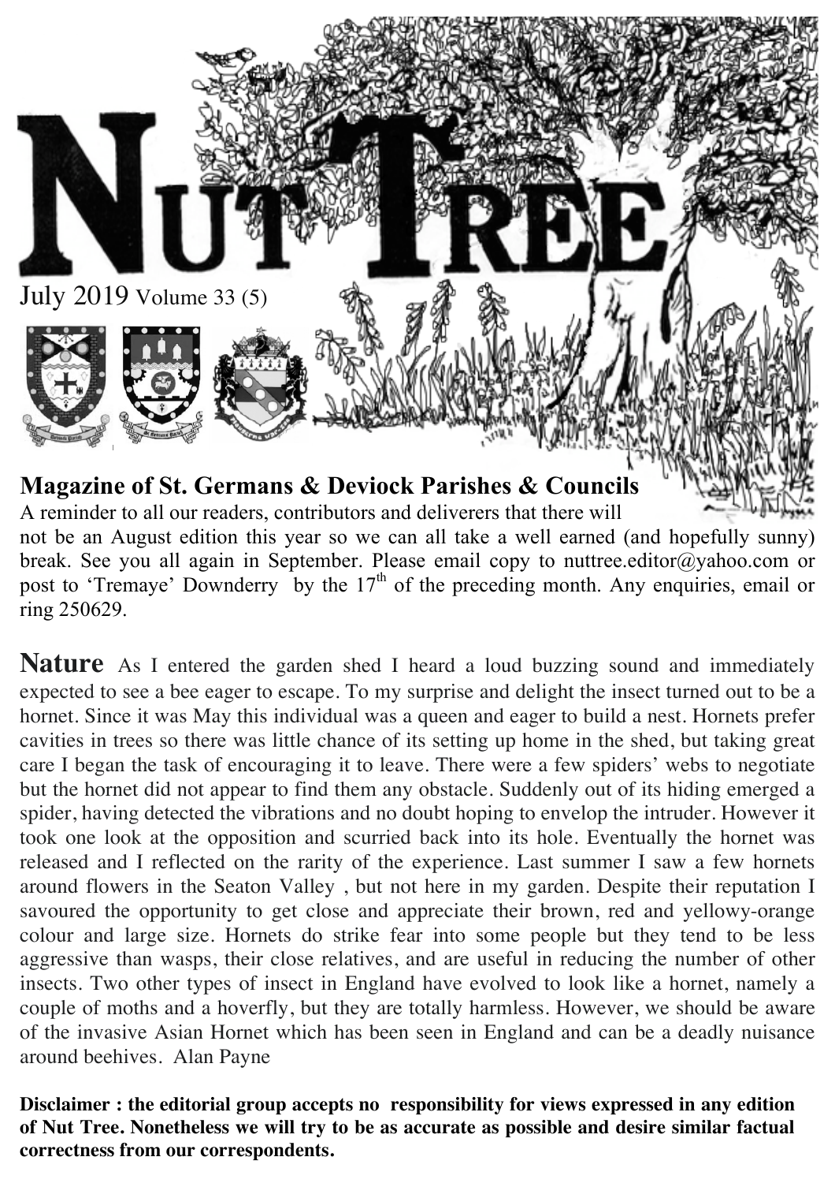# Nut Tree

July 2019 Volume 33 (5)

## Magazine of St. Germans & Deviock Parishes & Councils

A reminder to all our readers, contributors and deliverers that there will not be an August edition this year so we can all take a well earned (and hopefully sunny) break. See you all again in September. Please email copy to nuttree.editor@yahoo.com or post to 'Tremaye' Downderry by the 17th of the preceding month. Any enquiries, email or ring 250629.

**Nature** As I entered the garden shed I heard a loud buzzing sound and immediately expected to see a bee eager to escape. To my surprise and delight the insect turned out to be a hornet. Since it was May this individual was a queen and eager to build a nest. Hornets prefer cavities in trees so there was little chance of its setting up home in the shed, but taking great care I began the task of encouraging it to leave. There were a few spiders' webs to negotiate but the hornet did not appear to find them any obstacle. Suddenly out of its hiding emerged a spider, having detected the vibrations and no doubt hoping to envelop the intruder. However it took one look at the opposition and scurried back into its hole. Eventually the hornet was released and I reflected on the rarity of the experience. Last summer I saw a few hornets around flowers in the Seaton Valley , but not here in my garden. Despite their reputation I savoured the opportunity to get close and appreciate their brown, red and yellowy-orange colour and large size. Hornets do strike fear into some people but they tend to be less aggressive than wasps, their close relatives, and are useful in reducing the number of other insects. Two other types of insect in England have evolved to look like a hornet, namely a couple of moths and a hoverfly, but they are totally harmless. However, we should be aware of the invasive Asian Hornet which has been seen in England and can be a deadly nuisance around beehives. Alan Payne

**Disclaimer : the editorial group accepts no responsibility for views expressed in any edition of Nut Tree. Nonetheless we will try to be as accurate as possible and desire similar factual correctness from our correspondents.**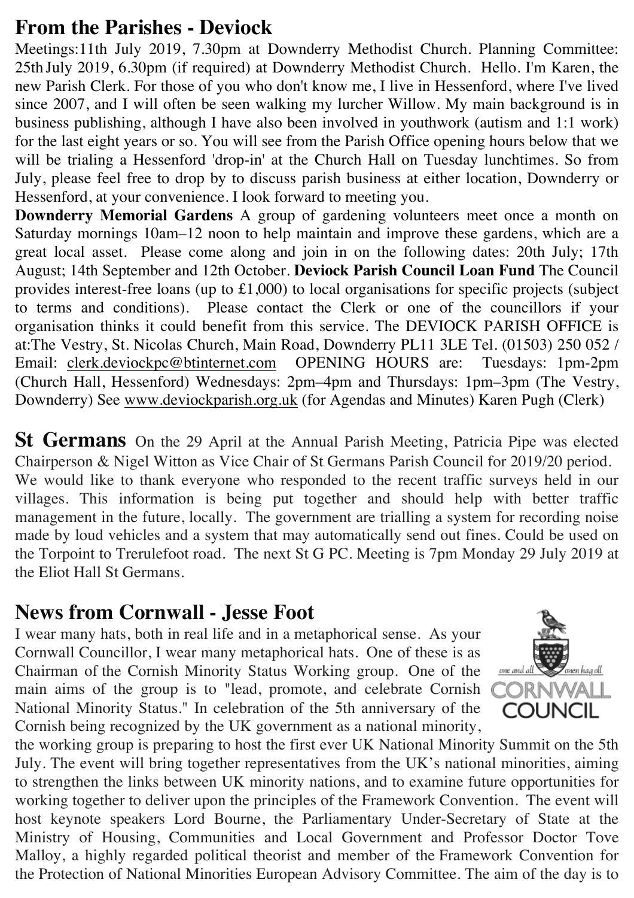## From the Parishes - Deviock

Meetings:11th July 2019, 7.30pm at Downderry Methodist Church. Planning Committee: 25th July 2019, 6.30pm (if required) at Downderry Methodist Church. Hello. I'm Karen, the new Parish Clerk. For those of you who don't know me, I live in Hessenford, where I've lived since 2007, and I will often be seen walking my lurcher Willow. My main background is in business publishing, although I have also been involved in youthwork (autism and 1:1 work) for the last eight years or so. You will see from the Parish Office opening hours below that we will be trialing a Hessenford 'drop-in' at the Church Hall on Tuesday lunchtimes. So from July, please feel free to drop by to discuss parish business at either location, Downderry or Hessenford, at your convenience. I look forward to meeting you.

**Downderry Memorial Gardens** A group of gardening volunteers meet once a month on Saturday mornings 10am–12 noon to help maintain and improve these gardens, which are a great local asset. Please come along and join in on the following dates: 20th July; 17th August; 14th September and 12th October. **Deviock Parish Council Loan Fund** The Council provides interest-free loans (up to £1,000) to local organisations for specific projects (subject to terms and conditions). Please contact the Clerk or one of the councillors if your organisation thinks it could benefit from this service. The DEVIOCK PARISH OFFICE is at:The Vestry, St. Nicolas Church, Main Road, Downderry PL11 3LE Tel. (01503) 250 052 / Email: clerk.deviockpc@btinternet.com OPENING HOURS are: Tuesdays: 1pm-2pm (Church Hall, Hessenford) Wednesdays: 2pm–4pm and Thursdays: 1pm–3pm (The Vestry, Downderry) See www.deviockparish.org.uk (for Agendas and Minutes) Karen Pugh (Clerk)

**St Germans** On the 29 April at the Annual Parish Meeting, Patricia Pipe was elected Chairperson & Nigel Witton as Vice Chair of St Germans Parish Council for 2019/20 period. We would like to thank everyone who responded to the recent traffic surveys held in our villages. This information is being put together and should help with better traffic management in the future, locally. The government are trialling a system for recording noise made by loud vehicles and a system that may automatically send out fines. Could be used on the Torpoint to Trerulefoot road. The next St G PC. Meeting is 7pm Monday 29 July 2019 at the Eliot Hall St Germans.

## News from Cornwall - Jesse Foot

I wear many hats, both in real life and in a metaphorical sense. As your Cornwall Councillor, I wear many metaphorical hats. One of these is as Chairman of the Cornish Minority Status Working group. One of the main aims of the group is to "lead, promote, and celebrate Cornish National Minority Status." In celebration of the 5th anniversary of the Cornish being recognized by the UK government as a national minority, the working group is preparing to host the first ever UK National Minority Summit on the 5th July. The event will bring together representatives from the UK's national minorities, aiming to strengthen the links between UK minority nations, and to examine future opportunities for working together to deliver upon the principles of the Framework Convention. The event will host keynote speakers Lord Bourne, the Parliamentary Under-Secretary of State at the Ministry of Housing, Communities and Local Government and Professor Doctor Tove Malloy, a highly regarded political theorist and member of the Framework Convention for the Protection of National Minorities European Advisory Committee. The aim of the day is to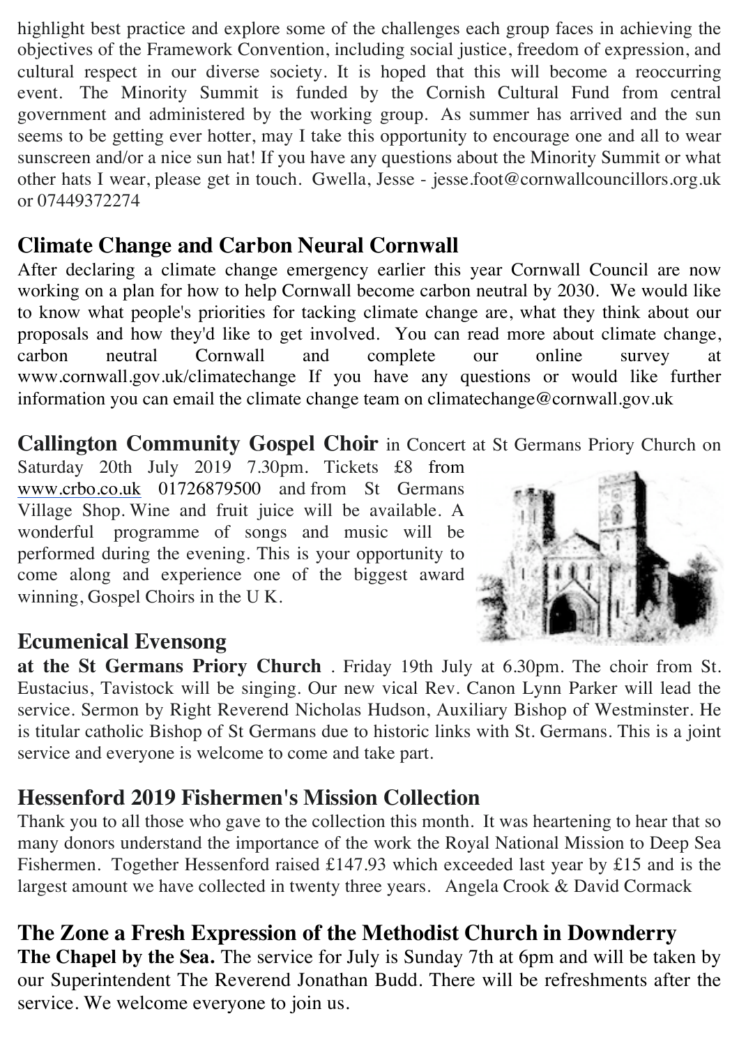highlight best practice and explore some of the challenges each group faces in achieving the objectives of the Framework Convention, including social justice, freedom of expression, and cultural respect in our diverse society. It is hoped that this will become a reoccurring event. The Minority Summit is funded by the Cornish Cultural Fund from central government and administered by the working group. As summer has arrived and the sun seems to be getting ever hotter, may I take this opportunity to encourage one and all to wear sunscreen and/or a nice sun hat! If you have any questions about the Minority Summit or what other hats I wear, please get in touch. Gwella, Jesse - jesse.foot@cornwallcouncillors.org.uk or 07449372274

## Climate Change and Carbon Neural Cornwall

After declaring a climate change emergency earlier this year Cornwall Council are now working on a plan for how to help Cornwall become carbon neutral by 2030. We would like to know what people's priorities for tacking climate change are, what they think about our proposals and how they'd like to get involved. You can read more about climate change, carbon neutral Cornwall and complete our online survey at www.cornwall.gov.uk/climatechange If you have any questions or would like further information you can email the climate change team on climatechange@cornwall.gov.uk

**Callington Community Gospel Choir** in Concert at St Germans Priory Church on Saturday 20th July 2019 7.30pm. Tickets £8 from www.crbo.co.uk 01726879500 and from St Germans Village Shop. Wine and fruit juice will be available. A wonderful programme of songs and music will be performed during the evening. This is your opportunity to come along and experience one of the biggest award winning, Gospel Choirs in the U K.

## Ecumenical Evensong

**at the St Germans Priory Church** . Friday 19th July at 6.30pm. The choir from St. Eustacius, Tavistock will be singing. Our new vical Rev. Canon Lynn Parker will lead the service. Sermon by Right Reverend Nicholas Hudson, Auxiliary Bishop of Westminster. He is titular catholic Bishop of St Germans due to historic links with St. Germans. This is a joint service and everyone is welcome to come and take part.

## Hessenford 2019 Fishermen's Mission Collection

Thank you to all those who gave to the collection this month. It was heartening to hear that so many donors understand the importance of the work the Royal National Mission to Deep Sea Fishermen. Together Hessenford raised £147.93 which exceeded last year by £15 and is the largest amount we have collected in twenty three years. Angela Crook & David Cormack

## The Zone a Fresh Expression of the Methodist Church in Downderry

**The Chapel by the Sea.** The service for July is Sunday 7th at 6pm and will be taken by our Superintendent The Reverend Jonathan Budd. There will be refreshments after the service. We welcome everyone to join us.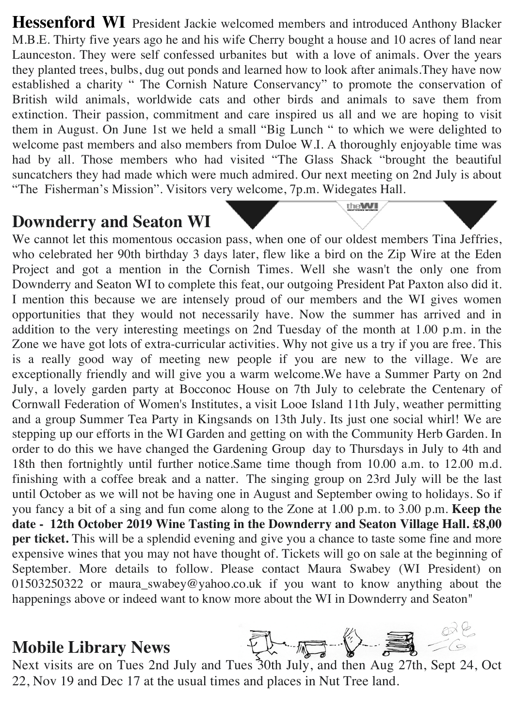## Hessenford WI

President Jackie welcomed members and introduced Anthony Blacker M.B.E. Thirty five years ago he and his wife Cherry bought a house and 10 acres of land near Launceston. They were self confessed urbanites but with a love of animals. Over the years they planted trees, bulbs, dug out ponds and learned how to look after animals.They have now established a charity " The Cornish Nature Conservancy" to promote the conservation of British wild animals, worldwide cats and other birds and animals to save them from extinction. Their passion, commitment and care inspired us all and we are hoping to visit them in August. On June 1st we held a small "Big Lunch " to which we were delighted to welcome past members and also members from Duloe W.I. A thoroughly enjoyable time was had by all. Those members who had visited "The Glass Shack "brought the beautiful suncatchers they had made which were much admired. Our next meeting on 2nd July is about "The Fisherman's Mission". Visitors very welcome, 7p.m. Widegates Hall.

## Downderry and Seaton WI

We cannot let this momentous occasion pass, when one of our oldest members Tina Jeffries, who celebrated her 90th birthday 3 days later, flew like a bird on the Zip Wire at the Eden Project and got a mention in the Cornish Times. Well she wasn't the only one from Downderry and Seaton WI to complete this feat, our outgoing President Pat Paxton also did it. I mention this because we are intensely proud of our members and the WI gives women opportunities that they would not necessarily have. Now the summer has arrived and in addition to the very interesting meetings on 2nd Tuesday of the month at 1.00 p.m. in the Zone we have got lots of extra-curricular activities. Why not give us a try if you are free. This is a really good way of meeting new people if you are new to the village. We are exceptionally friendly and will give you a warm welcome.We have a Summer Party on 2nd July, a lovely garden party at Bocconoc House on 7th July to celebrate the Centenary of Cornwall Federation of Women's Institutes, a visit Looe Island 11th July, weather permitting and a group Summer Tea Party in Kingsands on 13th July. Its just one social whirl! We are stepping up our efforts in the WI Garden and getting on with the Community Herb Garden. In order to do this we have changed the Gardening Group day to Thursdays in July to 4th and 18th then fortnightly until further notice.Same time though from 10.00 a.m. to 12.00 m.d. finishing with a coffee break and a natter. The singing group on 23rd July will be the last until October as we will not be having one in August and September owing to holidays. So if you fancy a bit of a sing and fun come along to the Zone at 1.00 p.m. to 3.00 p.m. **Keep the date - 12th October 2019 Wine Tasting in the Downderry and Seaton Village Hall. £8,00 per ticket.** This will be a splendid evening and give you a chance to taste some fine and more expensive wines that you may not have thought of. Tickets will go on sale at the beginning of September. More details to follow. Please contact Maura Swabey (WI President) on 01503250322 or maura_swabey@yahoo.co.uk if you want to know anything about the happenings above or indeed want to know more about the WI in Downderry and Seaton"

## Mobile Library News

Next visits are on Tues 2nd July and Tues 30th July, and then Aug 27th, Sept 24, Oct 22, Nov 19 and Dec 17 at the usual times and places in Nut Tree land.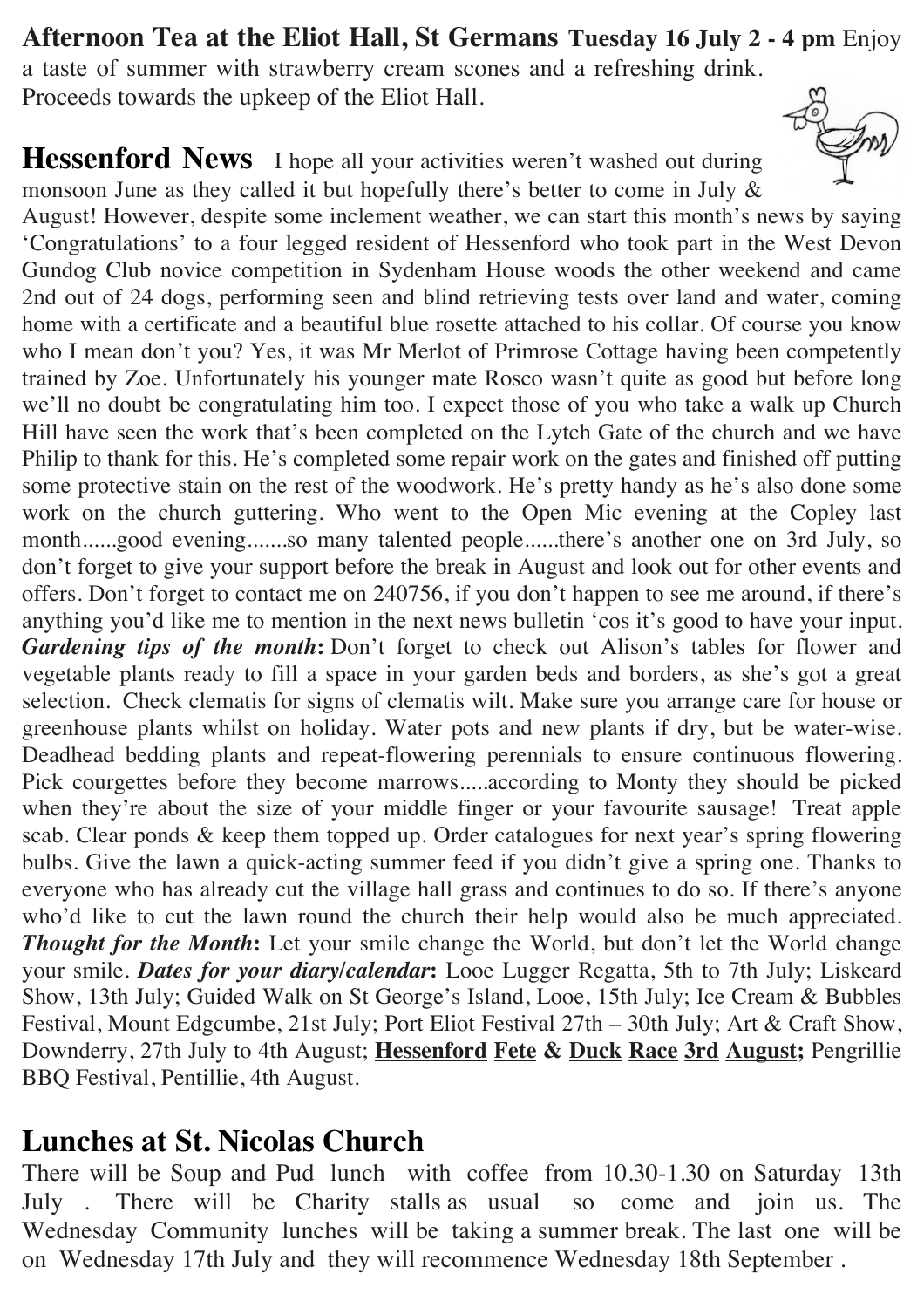**Afternoon Tea at the Eliot Hall, St Germans Tuesday 16 July 2 - 4 pm** Enjoy a taste of summer with strawberry cream scones and a refreshing drink. Proceeds towards the upkeep of the Eliot Hall.

## Hessenford News

I hope all your activities weren't washed out during monsoon June as they called it but hopefully there's better to come in July & August! However, despite some inclement weather, we can start this month's news by saying 'Congratulations' to a four legged resident of Hessenford who took part in the West Devon Gundog Club novice competition in Sydenham House woods the other weekend and came 2nd out of 24 dogs, performing seen and blind retrieving tests over land and water, coming home with a certificate and a beautiful blue rosette attached to his collar. Of course you know who I mean don't you? Yes, it was Mr Merlot of Primrose Cottage having been competently trained by Zoe. Unfortunately his younger mate Rosco wasn't quite as good but before long we'll no doubt be congratulating him too. I expect those of you who take a walk up Church Hill have seen the work that's been completed on the Lytch Gate of the church and we have Philip to thank for this. He's completed some repair work on the gates and finished off putting some protective stain on the rest of the woodwork. He's pretty handy as he's also done some work on the church guttering. Who went to the Open Mic evening at the Copley last month......good evening.......so many talented people......there's another one on 3rd July, so don't forget to give your support before the break in August and look out for other events and offers. Don't forget to contact me on 240756, if you don't happen to see me around, if there's anything you'd like me to mention in the next news bulletin 'cos it's good to have your input. ***Gardening tips of the month*:** Don't forget to check out Alison's tables for flower and vegetable plants ready to fill a space in your garden beds and borders, as she's got a great selection. Check clematis for signs of clematis wilt. Make sure you arrange care for house or greenhouse plants whilst on holiday. Water pots and new plants if dry, but be water-wise. Deadhead bedding plants and repeat-flowering perennials to ensure continuous flowering. Pick courgettes before they become marrows.....according to Monty they should be picked when they're about the size of your middle finger or your favourite sausage! Treat apple scab. Clear ponds & keep them topped up. Order catalogues for next year's spring flowering bulbs. Give the lawn a quick-acting summer feed if you didn't give a spring one. Thanks to everyone who has already cut the village hall grass and continues to do so. If there's anyone who'd like to cut the lawn round the church their help would also be much appreciated. ***Thought for the Month*:** Let your smile change the World, but don't let the World change your smile. ***Dates for your diary/calendar*:** Looe Lugger Regatta, 5th to 7th July; Liskeard Show, 13th July; Guided Walk on St George's Island, Looe, 15th July; Ice Cream & Bubbles Festival, Mount Edgcumbe, 21st July; Port Eliot Festival 27th – 30th July; Art & Craft Show, Downderry, 27th July to 4th August; **Hessenford Fete & Duck Race 3rd August;** Pengrillie BBQ Festival, Pentillie, 4th August.

## Lunches at St. Nicolas Church

There will be Soup and Pud lunch with coffee from 10.30-1.30 on Saturday 13th July . There will be Charity stalls as usual so come and join us. The Wednesday Community lunches will be taking a summer break. The last one will be on Wednesday 17th July and they will recommence Wednesday 18th September .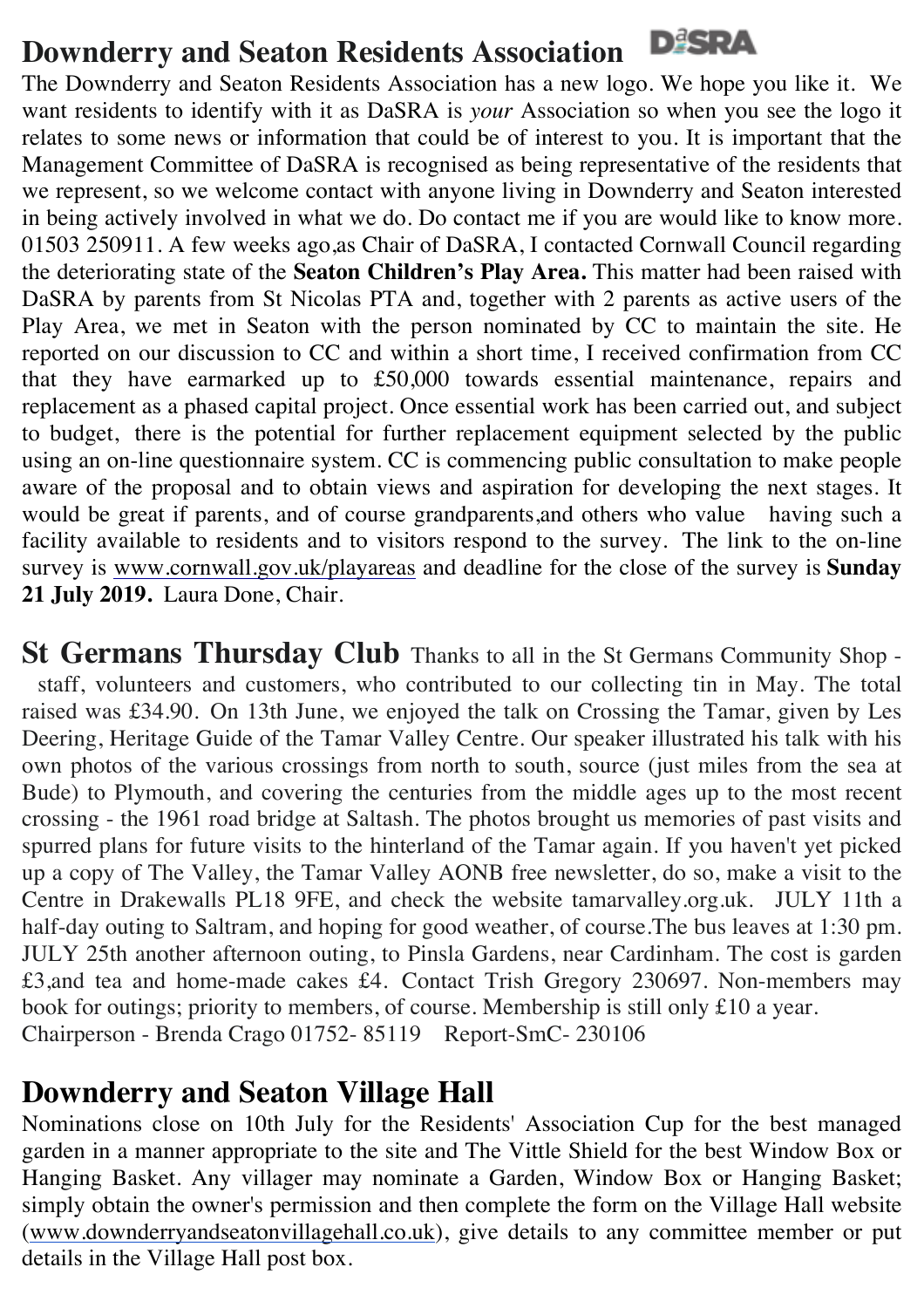## Downderry and Seaton Residents Association

The Downderry and Seaton Residents Association has a new logo. We hope you like it. We want residents to identify with it as DaSRA is *your* Association so when you see the logo it relates to some news or information that could be of interest to you. It is important that the Management Committee of DaSRA is recognised as being representative of the residents that we represent, so we welcome contact with anyone living in Downderry and Seaton interested in being actively involved in what we do. Do contact me if you are would like to know more. 01503 250911. A few weeks ago,as Chair of DaSRA, I contacted Cornwall Council regarding the deteriorating state of the **Seaton Children's Play Area.** This matter had been raised with DaSRA by parents from St Nicolas PTA and, together with 2 parents as active users of the Play Area, we met in Seaton with the person nominated by CC to maintain the site. He reported on our discussion to CC and within a short time, I received confirmation from CC that they have earmarked up to £50,000 towards essential maintenance, repairs and replacement as a phased capital project. Once essential work has been carried out, and subject to budget, there is the potential for further replacement equipment selected by the public using an on-line questionnaire system. CC is commencing public consultation to make people aware of the proposal and to obtain views and aspiration for developing the next stages. It would be great if parents, and of course grandparents,and others who value having such a facility available to residents and to visitors respond to the survey. The link to the on-line survey is www.cornwall.gov.uk/playareas and deadline for the close of the survey is **Sunday 21 July 2019.** Laura Done, Chair.

**St Germans Thursday Club** Thanks to all in the St Germans Community Shop - staff, volunteers and customers, who contributed to our collecting tin in May. The total raised was £34.90. On 13th June, we enjoyed the talk on Crossing the Tamar, given by Les Deering, Heritage Guide of the Tamar Valley Centre. Our speaker illustrated his talk with his own photos of the various crossings from north to south, source (just miles from the sea at Bude) to Plymouth, and covering the centuries from the middle ages up to the most recent crossing - the 1961 road bridge at Saltash. The photos brought us memories of past visits and spurred plans for future visits to the hinterland of the Tamar again. If you haven't yet picked up a copy of The Valley, the Tamar Valley AONB free newsletter, do so, make a visit to the Centre in Drakewalls PL18 9FE, and check the website tamarvalley.org.uk. JULY 11th a half-day outing to Saltram, and hoping for good weather, of course.The bus leaves at 1:30 pm. JULY 25th another afternoon outing, to Pinsla Gardens, near Cardinham. The cost is garden £3,and tea and home-made cakes £4. Contact Trish Gregory 230697. Non-members may book for outings; priority to members, of course. Membership is still only £10 a year.
Chairperson - Brenda Crago 01752- 85119 Report-SmC- 230106

## Downderry and Seaton Village Hall

Nominations close on 10th July for the Residents' Association Cup for the best managed garden in a manner appropriate to the site and The Vittle Shield for the best Window Box or Hanging Basket. Any villager may nominate a Garden, Window Box or Hanging Basket; simply obtain the owner's permission and then complete the form on the Village Hall website (www.downderryandseatonvillagehall.co.uk), give details to any committee member or put details in the Village Hall post box.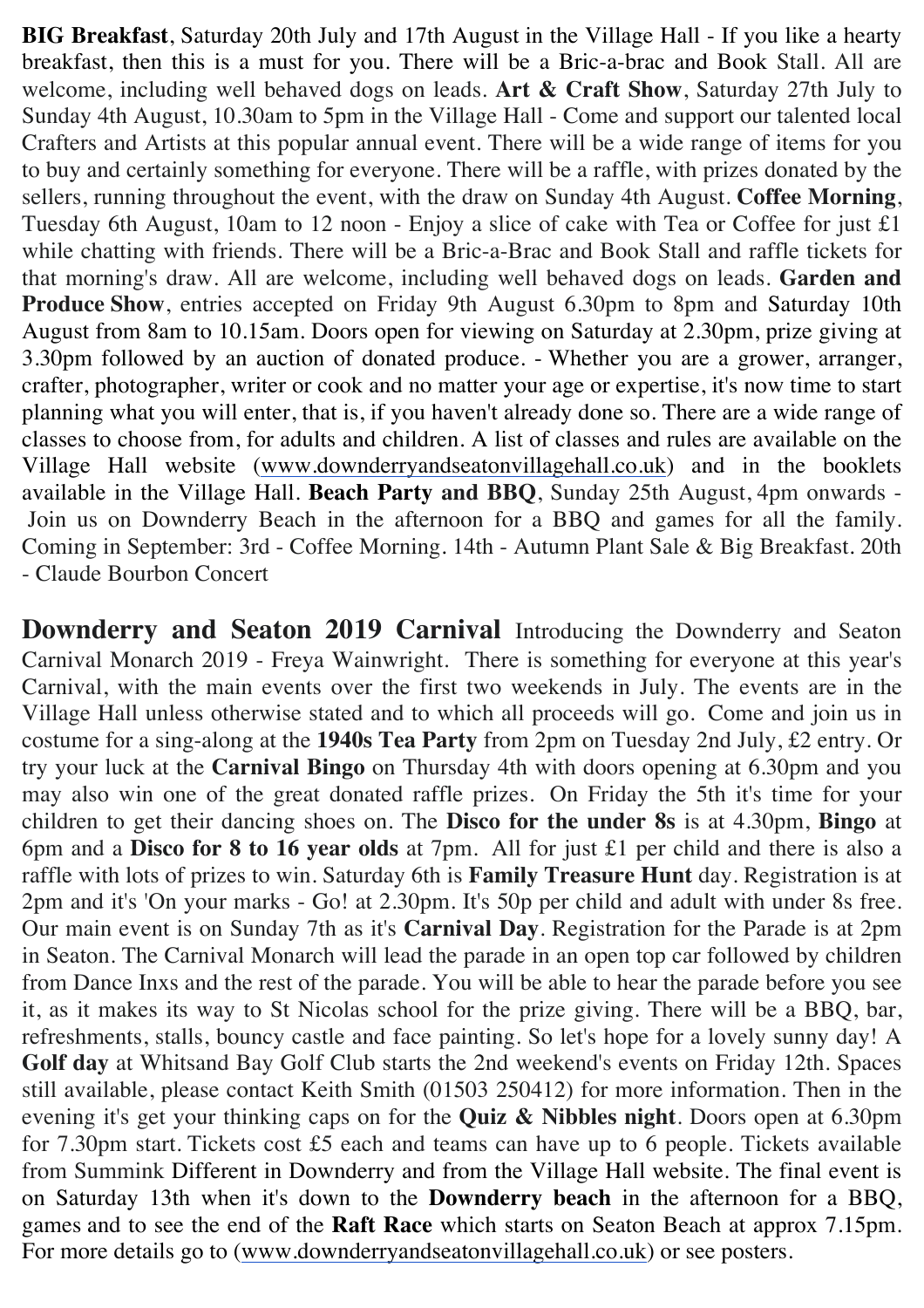**BIG Breakfast**, Saturday 20th July and 17th August in the Village Hall - If you like a hearty breakfast, then this is a must for you. There will be a Bric-a-brac and Book Stall. All are welcome, including well behaved dogs on leads. **Art & Craft Show**, Saturday 27th July to Sunday 4th August, 10.30am to 5pm in the Village Hall - Come and support our talented local Crafters and Artists at this popular annual event. There will be a wide range of items for you to buy and certainly something for everyone. There will be a raffle, with prizes donated by the sellers, running throughout the event, with the draw on Sunday 4th August. **Coffee Morning**, Tuesday 6th August, 10am to 12 noon - Enjoy a slice of cake with Tea or Coffee for just £1 while chatting with friends. There will be a Bric-a-Brac and Book Stall and raffle tickets for that morning's draw. All are welcome, including well behaved dogs on leads. **Garden and Produce Show**, entries accepted on Friday 9th August 6.30pm to 8pm and Saturday 10th August from 8am to 10.15am. Doors open for viewing on Saturday at 2.30pm, prize giving at 3.30pm followed by an auction of donated produce. - Whether you are a grower, arranger, crafter, photographer, writer or cook and no matter your age or expertise, it's now time to start planning what you will enter, that is, if you haven't already done so. There are a wide range of classes to choose from, for adults and children. A list of classes and rules are available on the Village Hall website (www.downderryandseatonvillagehall.co.uk) and in the booklets available in the Village Hall. **Beach Party and BBQ**, Sunday 25th August, 4pm onwards - Join us on Downderry Beach in the afternoon for a BBQ and games for all the family. Coming in September: 3rd - Coffee Morning. 14th - Autumn Plant Sale & Big Breakfast. 20th - Claude Bourbon Concert

**Downderry and Seaton 2019 Carnival** Introducing the Downderry and Seaton Carnival Monarch 2019 - Freya Wainwright. There is something for everyone at this year's Carnival, with the main events over the first two weekends in July. The events are in the Village Hall unless otherwise stated and to which all proceeds will go. Come and join us in costume for a sing-along at the **1940s Tea Party** from 2pm on Tuesday 2nd July, £2 entry. Or try your luck at the **Carnival Bingo** on Thursday 4th with doors opening at 6.30pm and you may also win one of the great donated raffle prizes. On Friday the 5th it's time for your children to get their dancing shoes on. The **Disco for the under 8s** is at 4.30pm, **Bingo** at 6pm and a **Disco for 8 to 16 year olds** at 7pm. All for just £1 per child and there is also a raffle with lots of prizes to win. Saturday 6th is **Family Treasure Hunt** day. Registration is at 2pm and it's 'On your marks - Go! at 2.30pm. It's 50p per child and adult with under 8s free. Our main event is on Sunday 7th as it's **Carnival Day**. Registration for the Parade is at 2pm in Seaton. The Carnival Monarch will lead the parade in an open top car followed by children from Dance Inxs and the rest of the parade. You will be able to hear the parade before you see it, as it makes its way to St Nicolas school for the prize giving. There will be a BBQ, bar, refreshments, stalls, bouncy castle and face painting. So let's hope for a lovely sunny day! A **Golf day** at Whitsand Bay Golf Club starts the 2nd weekend's events on Friday 12th. Spaces still available, please contact Keith Smith (01503 250412) for more information. Then in the evening it's get your thinking caps on for the **Quiz & Nibbles night**. Doors open at 6.30pm for 7.30pm start. Tickets cost £5 each and teams can have up to 6 people. Tickets available from Summink Different in Downderry and from the Village Hall website. The final event is on Saturday 13th when it's down to the **Downderry beach** in the afternoon for a BBQ, games and to see the end of the **Raft Race** which starts on Seaton Beach at approx 7.15pm. For more details go to (www.downderryandseatonvillagehall.co.uk) or see posters.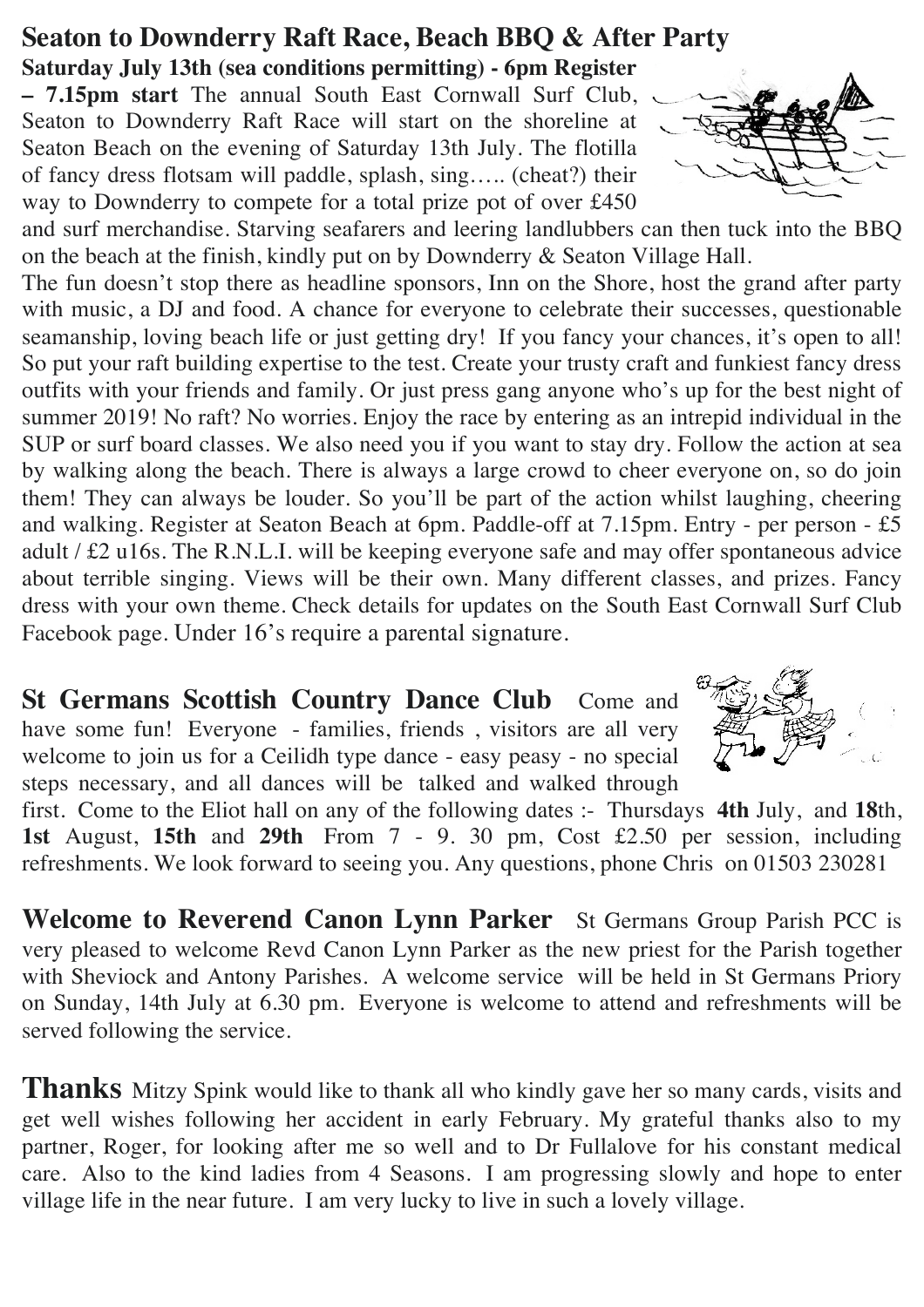## Seaton to Downderry Raft Race, Beach BBQ & After Party

**Saturday July 13th (sea conditions permitting) - 6pm Register – 7.15pm start** The annual South East Cornwall Surf Club, Seaton to Downderry Raft Race will start on the shoreline at Seaton Beach on the evening of Saturday 13th July. The flotilla of fancy dress flotsam will paddle, splash, sing….. (cheat?) their way to Downderry to compete for a total prize pot of over £450 and surf merchandise. Starving seafarers and leering landlubbers can then tuck into the BBQ on the beach at the finish, kindly put on by Downderry & Seaton Village Hall.

The fun doesn't stop there as headline sponsors, Inn on the Shore, host the grand after party with music, a DJ and food. A chance for everyone to celebrate their successes, questionable seamanship, loving beach life or just getting dry! If you fancy your chances, it's open to all! So put your raft building expertise to the test. Create your trusty craft and funkiest fancy dress outfits with your friends and family. Or just press gang anyone who's up for the best night of summer 2019! No raft? No worries. Enjoy the race by entering as an intrepid individual in the SUP or surf board classes. We also need you if you want to stay dry. Follow the action at sea by walking along the beach. There is always a large crowd to cheer everyone on, so do join them! They can always be louder. So you'll be part of the action whilst laughing, cheering and walking. Register at Seaton Beach at 6pm. Paddle-off at 7.15pm. Entry - per person - £5 adult / £2 u16s. The R.N.L.I. will be keeping everyone safe and may offer spontaneous advice about terrible singing. Views will be their own. Many different classes, and prizes. Fancy dress with your own theme. Check details for updates on the South East Cornwall Surf Club Facebook page. Under 16's require a parental signature.

**St Germans Scottish Country Dance Club** Come and have some fun! Everyone - families, friends , visitors are all very welcome to join us for a Ceilidh type dance - easy peasy - no special steps necessary, and all dances will be talked and walked through first. Come to the Eliot hall on any of the following dates :- Thursdays **4th** July, and **18**th, **1st** August, **15th** and **29th** From 7 - 9. 30 pm, Cost £2.50 per session, including refreshments. We look forward to seeing you. Any questions, phone Chris on 01503 230281

**Welcome to Reverend Canon Lynn Parker** St Germans Group Parish PCC is very pleased to welcome Revd Canon Lynn Parker as the new priest for the Parish together with Sheviock and Antony Parishes. A welcome service will be held in St Germans Priory on Sunday, 14th July at 6.30 pm. Everyone is welcome to attend and refreshments will be served following the service.

**Thanks** Mitzy Spink would like to thank all who kindly gave her so many cards, visits and get well wishes following her accident in early February. My grateful thanks also to my partner, Roger, for looking after me so well and to Dr Fullalove for his constant medical care. Also to the kind ladies from 4 Seasons. I am progressing slowly and hope to enter village life in the near future. I am very lucky to live in such a lovely village.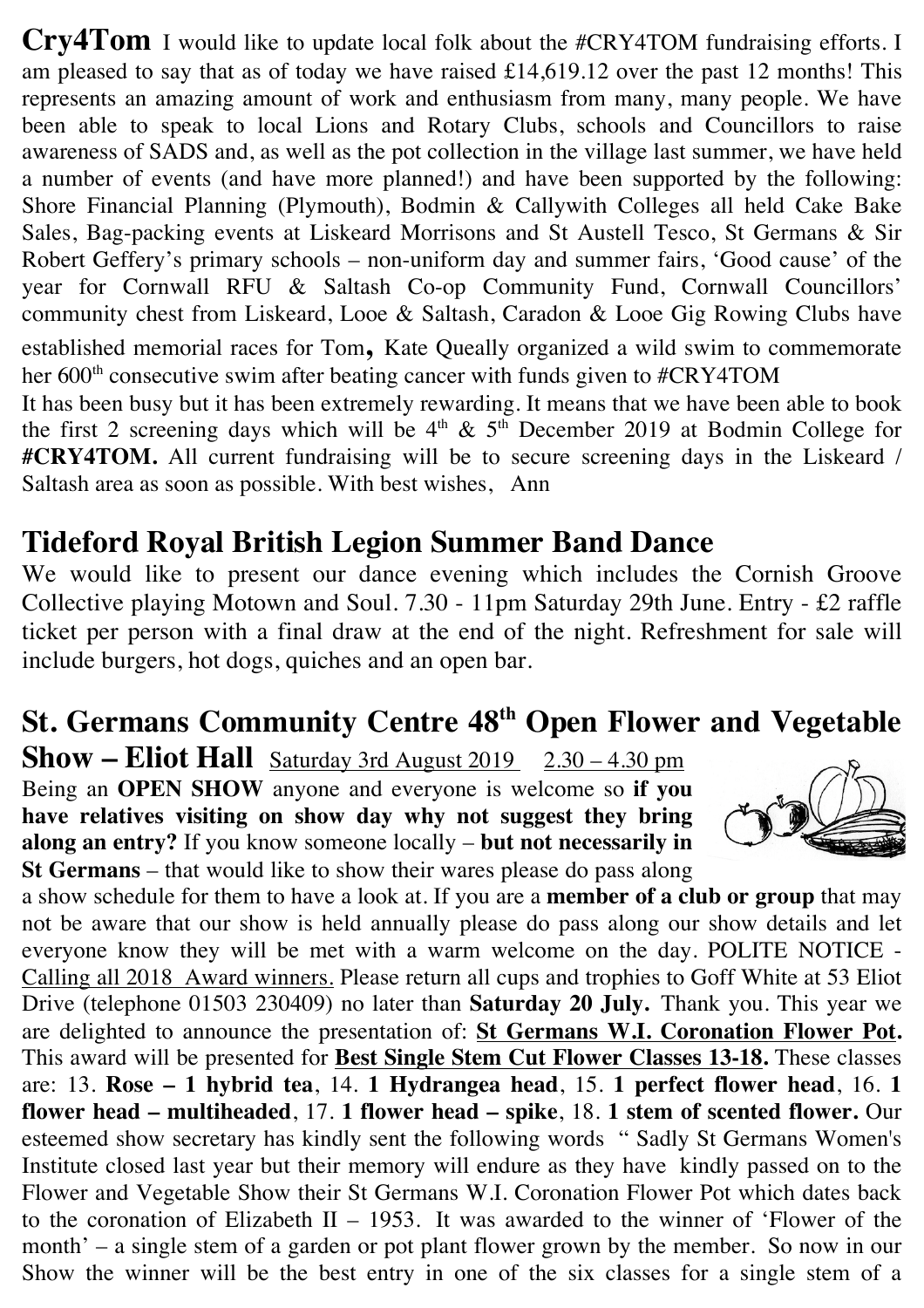**Cry4Tom** I would like to update local folk about the #CRY4TOM fundraising efforts. I am pleased to say that as of today we have raised £14,619.12 over the past 12 months! This represents an amazing amount of work and enthusiasm from many, many people. We have been able to speak to local Lions and Rotary Clubs, schools and Councillors to raise awareness of SADS and, as well as the pot collection in the village last summer, we have held a number of events (and have more planned!) and have been supported by the following: Shore Financial Planning (Plymouth), Bodmin & Callywith Colleges all held Cake Bake Sales, Bag-packing events at Liskeard Morrisons and St Austell Tesco, St Germans & Sir Robert Geffery's primary schools – non-uniform day and summer fairs, 'Good cause' of the year for Cornwall RFU & Saltash Co-op Community Fund, Cornwall Councillors' community chest from Liskeard, Looe & Saltash, Caradon & Looe Gig Rowing Clubs have established memorial races for Tom**,** Kate Queally organized a wild swim to commemorate her 600th consecutive swim after beating cancer with funds given to #CRY4TOM

It has been busy but it has been extremely rewarding. It means that we have been able to book the first 2 screening days which will be 4th & 5th December 2019 at Bodmin College for **#CRY4TOM.** All current fundraising will be to secure screening days in the Liskeard / Saltash area as soon as possible. With best wishes, Ann

## Tideford Royal British Legion Summer Band Dance

We would like to present our dance evening which includes the Cornish Groove Collective playing Motown and Soul. 7.30 - 11pm Saturday 29th June. Entry - £2 raffle ticket per person with a final draw at the end of the night. Refreshment for sale will include burgers, hot dogs, quiches and an open bar.

## St. Germans Community Centre 48th Open Flower and Vegetable Show – Eliot Hall

Saturday 3rd August 2019 2.30 – 4.30 pm

Being an **OPEN SHOW** anyone and everyone is welcome so **if you have relatives visiting on show day why not suggest they bring along an entry?** If you know someone locally – **but not necessarily in St Germans** – that would like to show their wares please do pass along a show schedule for them to have a look at. If you are a **member of a club or group** that may not be aware that our show is held annually please do pass along our show details and let everyone know they will be met with a warm welcome on the day. POLITE NOTICE - Calling all 2018 Award winners. Please return all cups and trophies to Goff White at 53 Eliot Drive (telephone 01503 230409) no later than **Saturday 20 July.** Thank you. This year we are delighted to announce the presentation of: **St Germans W.I. Coronation Flower Pot.** This award will be presented for **Best Single Stem Cut Flower Classes 13-18.** These classes are: 13. **Rose – 1 hybrid tea**, 14. **1 Hydrangea head**, 15. **1 perfect flower head**, 16. **1 flower head – multiheaded**, 17. **1 flower head – spike**, 18. **1 stem of scented flower.** Our esteemed show secretary has kindly sent the following words " Sadly St Germans Women's Institute closed last year but their memory will endure as they have kindly passed on to the Flower and Vegetable Show their St Germans W.I. Coronation Flower Pot which dates back to the coronation of Elizabeth II – 1953. It was awarded to the winner of 'Flower of the month' – a single stem of a garden or pot plant flower grown by the member. So now in our Show the winner will be the best entry in one of the six classes for a single stem of a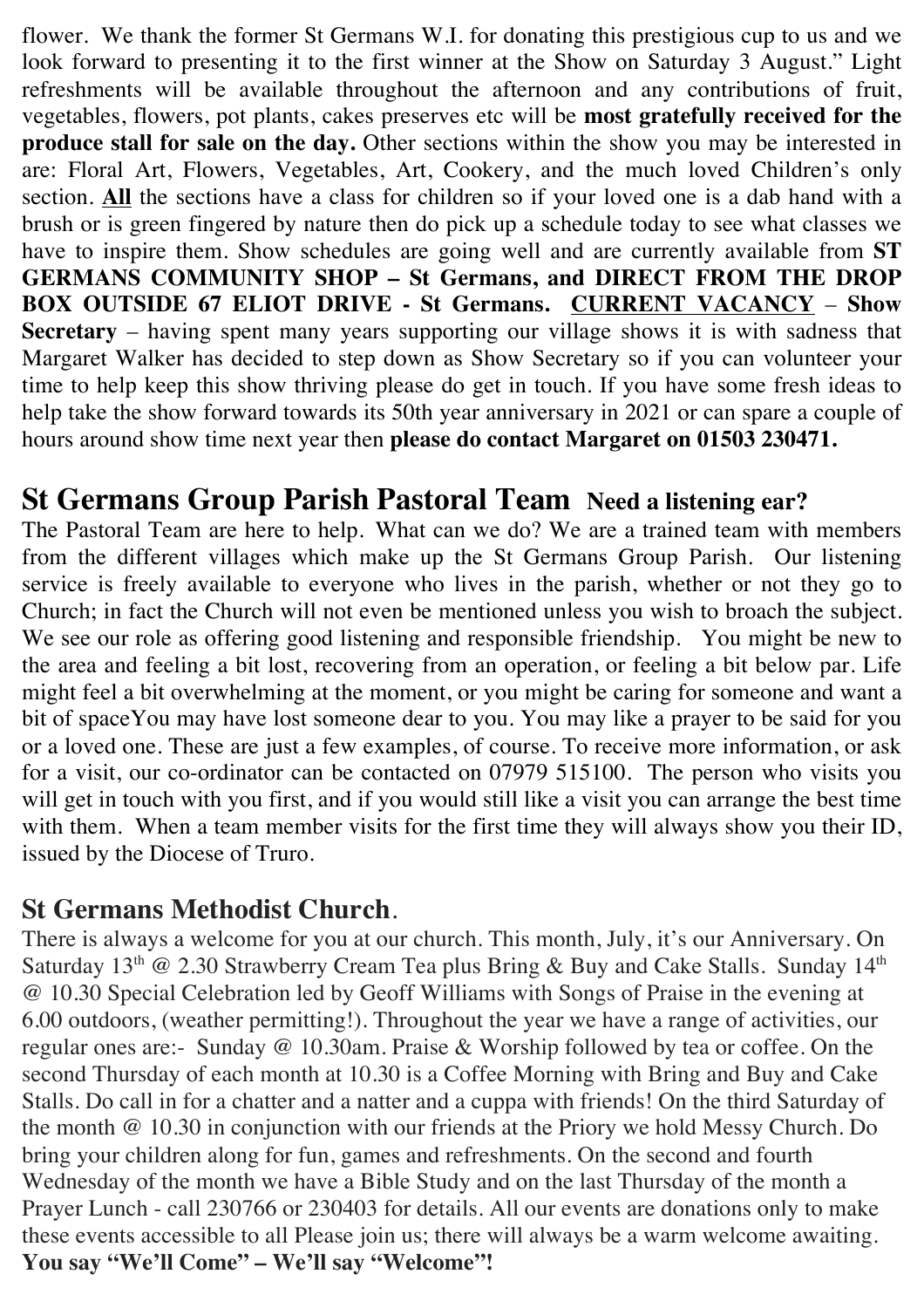flower. We thank the former St Germans W.I. for donating this prestigious cup to us and we look forward to presenting it to the first winner at the Show on Saturday 3 August." Light refreshments will be available throughout the afternoon and any contributions of fruit, vegetables, flowers, pot plants, cakes preserves etc will be **most gratefully received for the produce stall for sale on the day.** Other sections within the show you may be interested in are: Floral Art, Flowers, Vegetables, Art, Cookery, and the much loved Children's only section. **All** the sections have a class for children so if your loved one is a dab hand with a brush or is green fingered by nature then do pick up a schedule today to see what classes we have to inspire them. Show schedules are going well and are currently available from **ST GERMANS COMMUNITY SHOP – St Germans, and DIRECT FROM THE DROP BOX OUTSIDE 67 ELIOT DRIVE - St Germans.** **CURRENT VACANCY – Show Secretary** – having spent many years supporting our village shows it is with sadness that Margaret Walker has decided to step down as Show Secretary so if you can volunteer your time to help keep this show thriving please do get in touch. If you have some fresh ideas to help take the show forward towards its 50th year anniversary in 2021 or can spare a couple of hours around show time next year then **please do contact Margaret on 01503 230471.**

## St Germans Group Parish Pastoral Team **Need a listening ear?**

The Pastoral Team are here to help. What can we do? We are a trained team with members from the different villages which make up the St Germans Group Parish. Our listening service is freely available to everyone who lives in the parish, whether or not they go to Church; in fact the Church will not even be mentioned unless you wish to broach the subject. We see our role as offering good listening and responsible friendship. You might be new to the area and feeling a bit lost, recovering from an operation, or feeling a bit below par. Life might feel a bit overwhelming at the moment, or you might be caring for someone and want a bit of spaceYou may have lost someone dear to you. You may like a prayer to be said for you or a loved one. These are just a few examples, of course. To receive more information, or ask for a visit, our co-ordinator can be contacted on 07979 515100. The person who visits you will get in touch with you first, and if you would still like a visit you can arrange the best time with them. When a team member visits for the first time they will always show you their ID, issued by the Diocese of Truro.

### St Germans Methodist Church.

There is always a welcome for you at our church. This month, July, it's our Anniversary. On Saturday 13th @ 2.30 Strawberry Cream Tea plus Bring & Buy and Cake Stalls. Sunday 14th @ 10.30 Special Celebration led by Geoff Williams with Songs of Praise in the evening at 6.00 outdoors, (weather permitting!). Throughout the year we have a range of activities, our regular ones are:- Sunday @ 10.30am. Praise & Worship followed by tea or coffee. On the second Thursday of each month at 10.30 is a Coffee Morning with Bring and Buy and Cake Stalls. Do call in for a chatter and a natter and a cuppa with friends! On the third Saturday of the month @ 10.30 in conjunction with our friends at the Priory we hold Messy Church. Do bring your children along for fun, games and refreshments. On the second and fourth Wednesday of the month we have a Bible Study and on the last Thursday of the month a Prayer Lunch - call 230766 or 230403 for details. All our events are donations only to make these events accessible to all Please join us; there will always be a warm welcome awaiting. **You say "We'll Come" – We'll say "Welcome"!**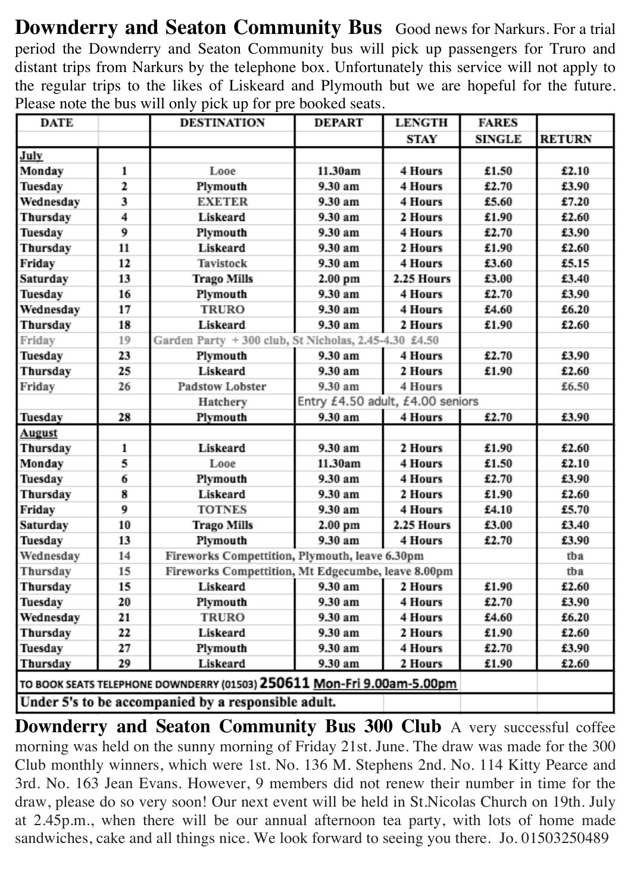**Downderry and Seaton Community Bus** Good news for Narkurs. For a trial period the Downderry and Seaton Community bus will pick up passengers for Truro and distant trips from Narkurs by the telephone box. Unfortunately this service will not apply to the regular trips to the likes of Liskeard and Plymouth but we are hopeful for the future. Please note the bus will only pick up for pre booked seats.

| DATE | | DESTINATION | DEPART | LENGTH STAY | FARES SINGLE | RETURN |
|---|---|---|---|---|---|---|
| **July** | | | | | | |
| Monday | 1 | Looe | 11.30am | 4 Hours | £1.50 | £2.10 |
| Tuesday | 2 | Plymouth | 9.30 am | 4 Hours | £2.70 | £3.90 |
| Wednesday | 3 | EXETER | 9.30 am | 4 Hours | £5.60 | £7.20 |
| Thursday | 4 | Liskeard | 9.30 am | 2 Hours | £1.90 | £2.60 |
| Tuesday | 9 | Plymouth | 9.30 am | 4 Hours | £2.70 | £3.90 |
| Thursday | 11 | Liskeard | 9.30 am | 2 Hours | £1.90 | £2.60 |
| Friday | 12 | Tavistock | 9.30 am | 4 Hours | £3.60 | £5.15 |
| Saturday | 13 | Trago Mills | 2.00 pm | 2.25 Hours | £3.00 | £3.40 |
| Tuesday | 16 | Plymouth | 9.30 am | 4 Hours | £2.70 | £3.90 |
| Wednesday | 17 | TRURO | 9.30 am | 4 Hours | £4.60 | £6.20 |
| Thursday | 18 | Liskeard | 9.30 am | 2 Hours | £1.90 | £2.60 |
| Friday | 19 | Garden Party + 300 club, St Nicholas, 2.45-4.30 £4.50 | | | | |
| Tuesday | 23 | Plymouth | 9.30 am | 4 Hours | £2.70 | £3.90 |
| Thursday | 25 | Liskeard | 9.30 am | 2 Hours | £1.90 | £2.60 |
| Friday | 26 | Padstow Lobster Hatchery | 9.30 am | 4 Hours | | £6.50 |
| | | | Entry £4.50 adult, £4.00 seniors | | | |
| Tuesday | 28 | Plymouth | 9.30 am | 4 Hours | £2.70 | £3.90 |
| **August** | | | | | | |
| Thursday | 1 | Liskeard | 9.30 am | 2 Hours | £1.90 | £2.60 |
| Monday | 5 | Looe | 11.30am | 4 Hours | £1.50 | £2.10 |
| Tuesday | 6 | Plymouth | 9.30 am | 4 Hours | £2.70 | £3.90 |
| Thursday | 8 | Liskeard | 9.30 am | 2 Hours | £1.90 | £2.60 |
| Friday | 9 | TOTNES | 9.30 am | 4 Hours | £4.10 | £5.70 |
| Saturday | 10 | Trago Mills | 2.00 pm | 2.25 Hours | £3.00 | £3.40 |
| Tuesday | 13 | Plymouth | 9.30 am | 4 Hours | £2.70 | £3.90 |
| Wednesday | 14 | Fireworks Competition, Plymouth, leave 6.30pm | | | | tba |
| Thursday | 15 | Fireworks Competition, Mt Edgecumbe, leave 8.00pm | | | | tba |
| Thursday | 15 | Liskeard | 9.30 am | 2 Hours | £1.90 | £2.60 |
| Tuesday | 20 | Plymouth | 9.30 am | 4 Hours | £2.70 | £3.90 |
| Wednesday | 21 | TRURO | 9.30 am | 4 Hours | £4.60 | £6.20 |
| Thursday | 22 | Liskeard | 9.30 am | 2 Hours | £1.90 | £2.60 |
| Tuesday | 27 | Plymouth | 9.30 am | 4 Hours | £2.70 | £3.90 |
| Thursday | 29 | Liskeard | 9.30 am | 2 Hours | £1.90 | £2.60 |
| TO BOOK SEATS TELEPHONE DOWNDERRY (01503) **250611** Mon-Fri 9.00am-5.00pm | | | | | | |
| Under 5's to be accompanied by a responsible adult. | | | | | | |

**Downderry and Seaton Community Bus 300 Club** A very successful coffee morning was held on the sunny morning of Friday 21st. June. The draw was made for the 300 Club monthly winners, which were 1st. No. 136 M. Stephens 2nd. No. 114 Kitty Pearce and 3rd. No. 163 Jean Evans. However, 9 members did not renew their number in time for the draw, please do so very soon! Our next event will be held in St.Nicolas Church on 19th. July at 2.45p.m., when there will be our annual afternoon tea party, with lots of home made sandwiches, cake and all things nice. We look forward to seeing you there. Jo. 01503250489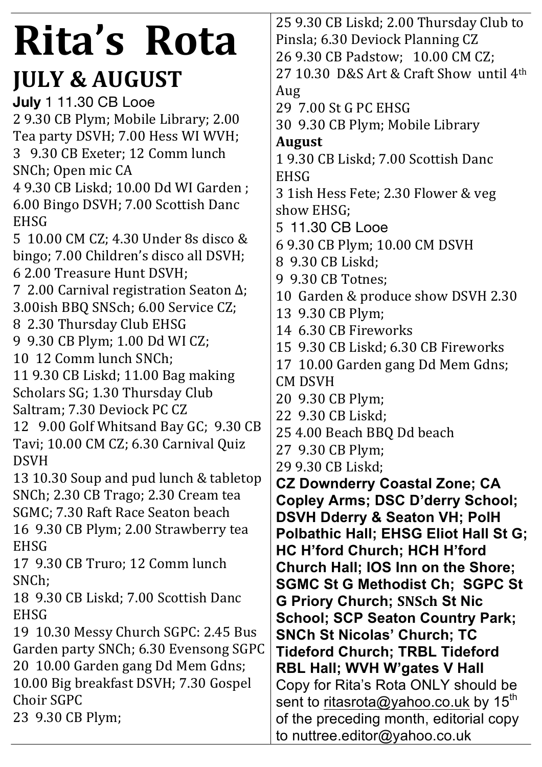# Rita's Rota

## JULY & AUGUST

**July** 1 11.30 CB Looe

2 9.30 CB Plym; Mobile Library; 2.00 Tea party DSVH; 7.00 Hess WI WVH;

3 9.30 CB Exeter; 12 Comm lunch SNCh; Open mic CA

4 9.30 CB Liskd; 10.00 Dd WI Garden ; 6.00 Bingo DSVH; 7.00 Scottish Danc EHSG

5 10.00 CM CZ; 4.30 Under 8s disco & bingo; 7.00 Children's disco all DSVH;

6 2.00 Treasure Hunt DSVH;

7 2.00 Carnival registration Seaton Δ; 3.00ish BBQ SNSch; 6.00 Service CZ;

8 2.30 Thursday Club EHSG

9 9.30 CB Plym; 1.00 Dd WI CZ;

10 12 Comm lunch SNCh;

11 9.30 CB Liskd; 11.00 Bag making Scholars SG; 1.30 Thursday Club Saltram; 7.30 Deviock PC CZ

12 9.00 Golf Whitsand Bay GC; 9.30 CB Tavi; 10.00 CM CZ; 6.30 Carnival Quiz DSVH

13 10.30 Soup and pud lunch & tabletop SNCh; 2.30 CB Trago; 2.30 Cream tea SGMC; 7.30 Raft Race Seaton beach

16 9.30 CB Plym; 2.00 Strawberry tea EHSG

17 9.30 CB Truro; 12 Comm lunch SNCh;

18 9.30 CB Liskd; 7.00 Scottish Danc EHSG

19 10.30 Messy Church SGPC: 2.45 Bus Garden party SNCh; 6.30 Evensong SGPC

20 10.00 Garden gang Dd Mem Gdns; 10.00 Big breakfast DSVH; 7.30 Gospel Choir SGPC

23 9.30 CB Plym;

25 9.30 CB Liskd; 2.00 Thursday Club to Pinsla; 6.30 Deviock Planning CZ

26 9.30 CB Padstow; 10.00 CM CZ;

27 10.30 D&S Art & Craft Show until 4th Aug

29 7.00 St G PC EHSG

30 9.30 CB Plym; Mobile Library

**August**

1 9.30 CB Liskd; 7.00 Scottish Danc EHSG

3 1ish Hess Fete; 2.30 Flower & veg show EHSG;

5 11.30 CB Looe

6 9.30 CB Plym; 10.00 CM DSVH

8 9.30 CB Liskd;

9 9.30 CB Totnes;

10 Garden & produce show DSVH 2.30

13 9.30 CB Plym;

14 6.30 CB Fireworks

15 9.30 CB Liskd; 6.30 CB Fireworks

17 10.00 Garden gang Dd Mem Gdns; CM DSVH

20 9.30 CB Plym;

22 9.30 CB Liskd;

25 4.00 Beach BBQ Dd beach

27 9.30 CB Plym;

29 9.30 CB Liskd;

**CZ Downderry Coastal Zone; CA Copley Arms; DSC D'derry School; DSVH Dderry & Seaton VH; PolH Polbathic Hall; EHSG Eliot Hall St G; HC H'ford Church; HCH H'ford Church Hall; IOS Inn on the Shore; SGMC St G Methodist Ch; SGPC St G Priory Church; SNSch St Nic School; SCP Seaton Country Park; SNCh St Nicolas' Church; TC Tideford Church; TRBL Tideford RBL Hall; WVH W'gates V Hall**

Copy for Rita's Rota ONLY should be sent to ritasrota@yahoo.co.uk by 15th of the preceding month, editorial copy to nuttree.editor@yahoo.co.uk